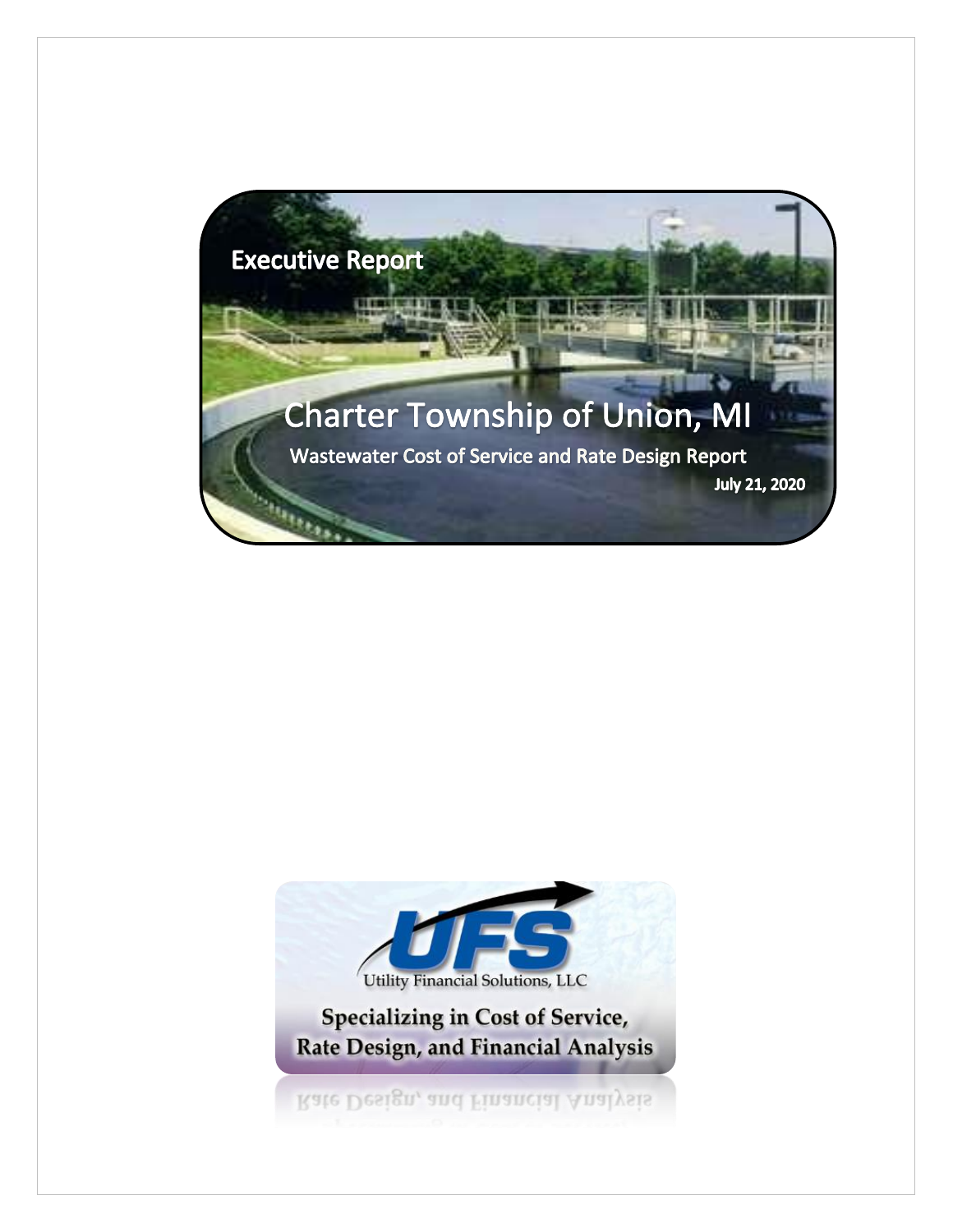Executive Report

# Charter Township of Union, MI

## Wastewater Cost of Service and Rate Design Report

July 21, 2020

UFS

Utility Financial Solutions, LLC

Specializing in Cost of Service, Rate Design, and Financial Analysis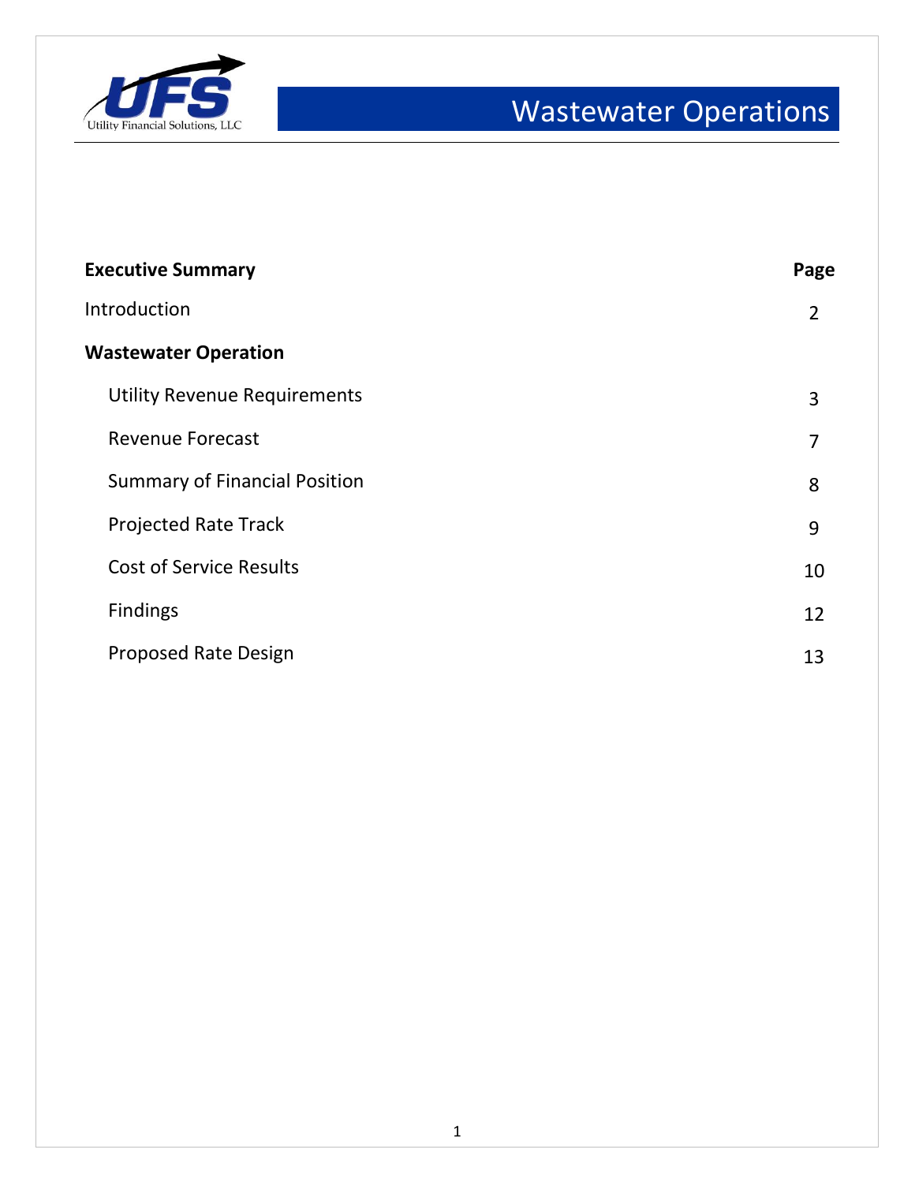# Wastewater Operations

| **Executive Summary** | **Page** |
|---|---|
| Introduction | 2 |
| **Wastewater Operation** | |
| Utility Revenue Requirements | 3 |
| Revenue Forecast | 7 |
| Summary of Financial Position | 8 |
| Projected Rate Track | 9 |
| Cost of Service Results | 10 |
| Findings | 12 |
| Proposed Rate Design | 13 |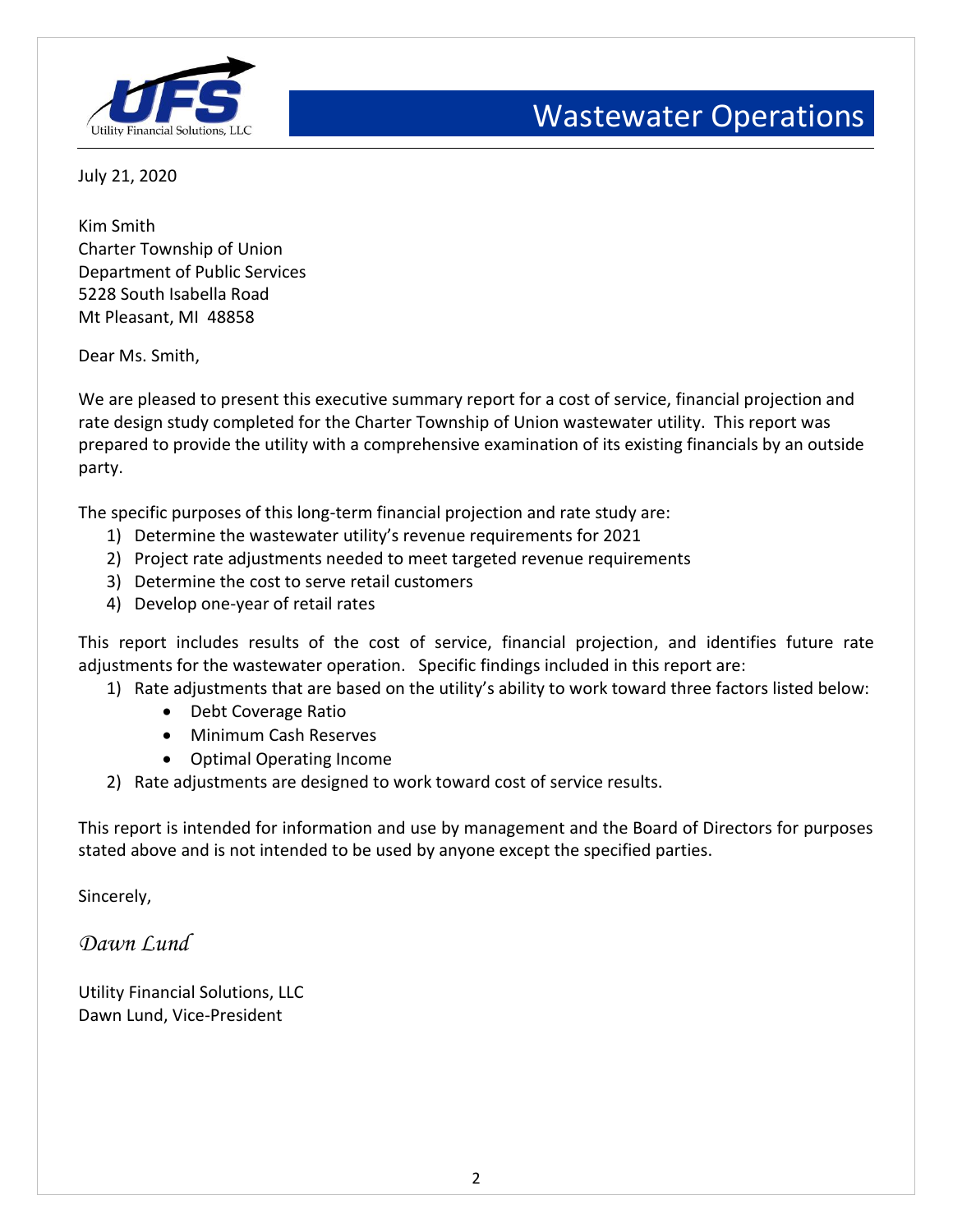July 21, 2020

Kim Smith
Charter Township of Union
Department of Public Services
5228 South Isabella Road
Mt Pleasant, MI 48858

Dear Ms. Smith,

We are pleased to present this executive summary report for a cost of service, financial projection and rate design study completed for the Charter Township of Union wastewater utility. This report was prepared to provide the utility with a comprehensive examination of its existing financials by an outside party.

The specific purposes of this long-term financial projection and rate study are:

1) Determine the wastewater utility's revenue requirements for 2021
2) Project rate adjustments needed to meet targeted revenue requirements
3) Determine the cost to serve retail customers
4) Develop one-year of retail rates

This report includes results of the cost of service, financial projection, and identifies future rate adjustments for the wastewater operation. Specific findings included in this report are:

1) Rate adjustments that are based on the utility's ability to work toward three factors listed below:
   - Debt Coverage Ratio
   - Minimum Cash Reserves
   - Optimal Operating Income
2) Rate adjustments are designed to work toward cost of service results.

This report is intended for information and use by management and the Board of Directors for purposes stated above and is not intended to be used by anyone except the specified parties.

Sincerely,

*Dawn Lund*

Utility Financial Solutions, LLC
Dawn Lund, Vice-President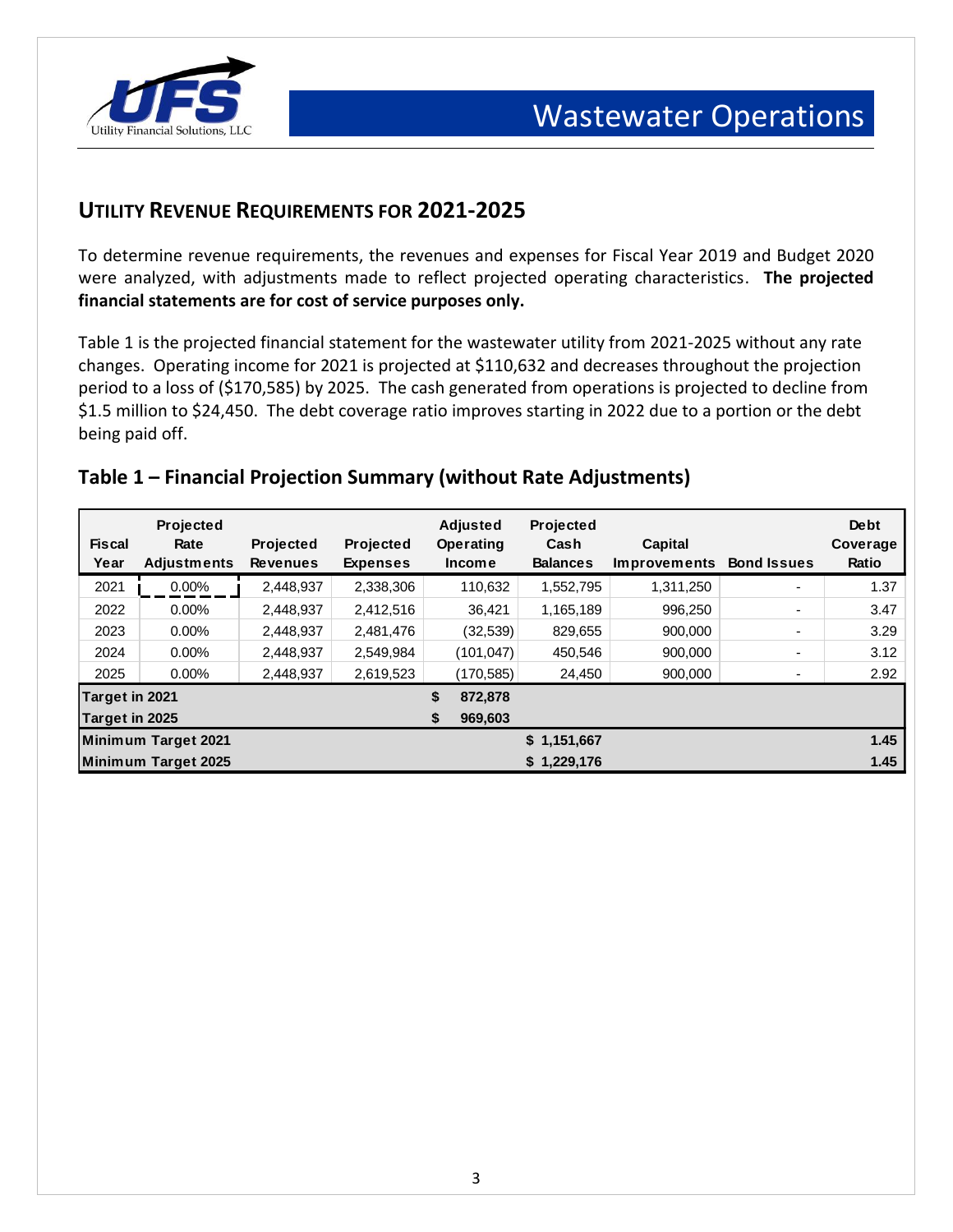## UTILITY REVENUE REQUIREMENTS FOR 2021-2025

To determine revenue requirements, the revenues and expenses for Fiscal Year 2019 and Budget 2020 were analyzed, with adjustments made to reflect projected operating characteristics. **The projected financial statements are for cost of service purposes only.**

Table 1 is the projected financial statement for the wastewater utility from 2021-2025 without any rate changes. Operating income for 2021 is projected at $110,632 and decreases throughout the projection period to a loss of ($170,585) by 2025. The cash generated from operations is projected to decline from $1.5 million to $24,450. The debt coverage ratio improves starting in 2022 due to a portion or the debt being paid off.

### Table 1 – Financial Projection Summary (without Rate Adjustments)

| Fiscal Year | Projected Rate Adjustments | Projected Revenues | Projected Expenses | Adjusted Operating Income | Projected Cash Balances | Capital Improvements | Bond Issues | Debt Coverage Ratio |
|---|---|---|---|---|---|---|---|---|
| 2021 | 0.00% | 2,448,937 | 2,338,306 | 110,632 | 1,552,795 | 1,311,250 | - | 1.37 |
| 2022 | 0.00% | 2,448,937 | 2,412,516 | 36,421 | 1,165,189 | 996,250 | - | 3.47 |
| 2023 | 0.00% | 2,448,937 | 2,481,476 | (32,539) | 829,655 | 900,000 | - | 3.29 |
| 2024 | 0.00% | 2,448,937 | 2,549,984 | (101,047) | 450,546 | 900,000 | - | 3.12 |
| 2025 | 0.00% | 2,448,937 | 2,619,523 | (170,585) | 24,450 | 900,000 | - | 2.92 |
| **Target in 2021** | | | | **$ 872,878** | | | | |
| **Target in 2025** | | | | **$ 969,603** | | | | |
| **Minimum Target 2021** | | | | | **$ 1,151,667** | | | **1.45** |
| **Minimum Target 2025** | | | | | **$ 1,229,176** | | | **1.45** |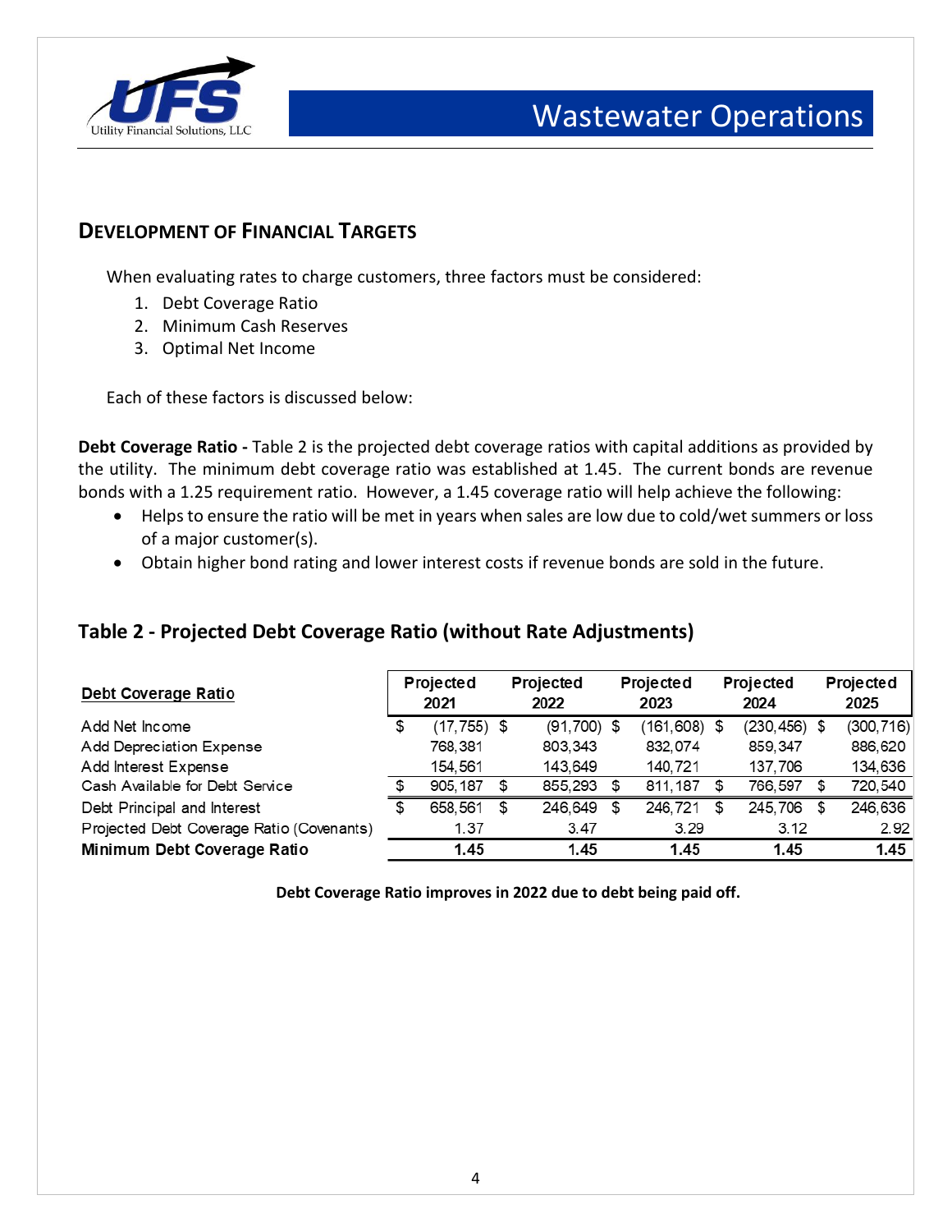## DEVELOPMENT OF FINANCIAL TARGETS

When evaluating rates to charge customers, three factors must be considered:

1. Debt Coverage Ratio
2. Minimum Cash Reserves
3. Optimal Net Income

Each of these factors is discussed below:

**Debt Coverage Ratio -** Table 2 is the projected debt coverage ratios with capital additions as provided by the utility. The minimum debt coverage ratio was established at 1.45. The current bonds are revenue bonds with a 1.25 requirement ratio. However, a 1.45 coverage ratio will help achieve the following:

- Helps to ensure the ratio will be met in years when sales are low due to cold/wet summers or loss of a major customer(s).
- Obtain higher bond rating and lower interest costs if revenue bonds are sold in the future.

## Table 2 - Projected Debt Coverage Ratio (without Rate Adjustments)

| Debt Coverage Ratio | Projected 2021 | Projected 2022 | Projected 2023 | Projected 2024 | Projected 2025 |
|---|---|---|---|---|---|
| Add Net Income | $ (17,755) | $ (91,700) | $ (161,608) | $ (230,456) | $ (300,716) |
| Add Depreciation Expense | 768,381 | 803,343 | 832,074 | 859,347 | 886,620 |
| Add Interest Expense | 154,561 | 143,649 | 140,721 | 137,706 | 134,636 |
| Cash Available for Debt Service | $ 905,187 | $ 855,293 | $ 811,187 | $ 766,597 | $ 720,540 |
| Debt Principal and Interest | $ 658,561 | $ 246,649 | $ 246,721 | $ 245,706 | $ 246,636 |
| Projected Debt Coverage Ratio (Covenants) | 1.37 | 3.47 | 3.29 | 3.12 | 2.92 |
| **Minimum Debt Coverage Ratio** | **1.45** | **1.45** | **1.45** | **1.45** | **1.45** |

**Debt Coverage Ratio improves in 2022 due to debt being paid off.**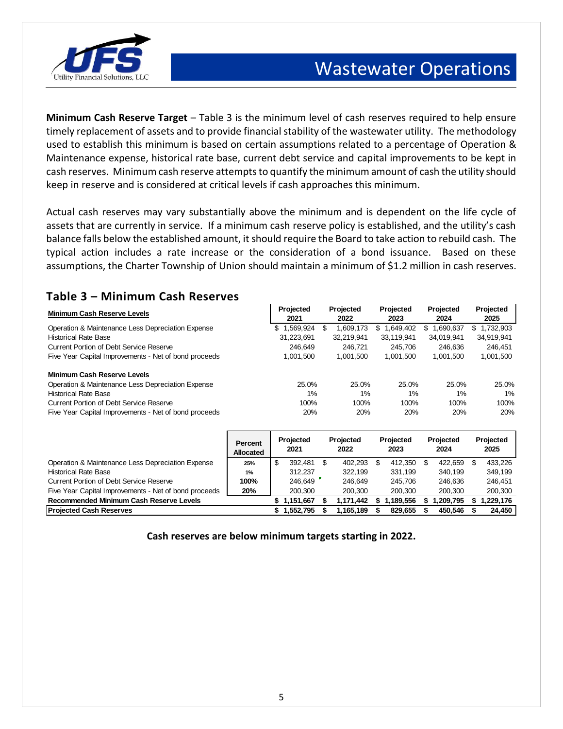**Minimum Cash Reserve Target** – Table 3 is the minimum level of cash reserves required to help ensure timely replacement of assets and to provide financial stability of the wastewater utility. The methodology used to establish this minimum is based on certain assumptions related to a percentage of Operation & Maintenance expense, historical rate base, current debt service and capital improvements to be kept in cash reserves. Minimum cash reserve attempts to quantify the minimum amount of cash the utility should keep in reserve and is considered at critical levels if cash approaches this minimum.

Actual cash reserves may vary substantially above the minimum and is dependent on the life cycle of assets that are currently in service. If a minimum cash reserve policy is established, and the utility's cash balance falls below the established amount, it should require the Board to take action to rebuild cash. The typical action includes a rate increase or the consideration of a bond issuance. Based on these assumptions, the Charter Township of Union should maintain a minimum of $1.2 million in cash reserves.

## Table 3 – Minimum Cash Reserves

| Minimum Cash Reserve Levels | Projected 2021 | Projected 2022 | Projected 2023 | Projected 2024 | Projected 2025 |
|---|---|---|---|---|---|
| Operation & Maintenance Less Depreciation Expense | $ 1,569,924 | $ 1,609,173 | $ 1,649,402 | $ 1,690,637 | $ 1,732,903 |
| Historical Rate Base | 31,223,691 | 32,219,941 | 33,119,941 | 34,019,941 | 34,919,941 |
| Current Portion of Debt Service Reserve | 246,649 | 246,721 | 245,706 | 246,636 | 246,451 |
| Five Year Capital Improvements - Net of bond proceeds | 1,001,500 | 1,001,500 | 1,001,500 | 1,001,500 | 1,001,500 |
| **Minimum Cash Reserve Levels** | | | | | |
| Operation & Maintenance Less Depreciation Expense | 25.0% | 25.0% | 25.0% | 25.0% | 25.0% |
| Historical Rate Base | 1% | 1% | 1% | 1% | 1% |
| Current Portion of Debt Service Reserve | 100% | 100% | 100% | 100% | 100% |
| Five Year Capital Improvements - Net of bond proceeds | 20% | 20% | 20% | 20% | 20% |

| | Percent Allocated | Projected 2021 | Projected 2022 | Projected 2023 | Projected 2024 | Projected 2025 |
|---|---|---|---|---|---|---|
| Operation & Maintenance Less Depreciation Expense | 25% | $ 392,481 | $ 402,293 | $ 412,350 | $ 422,659 | $ 433,226 |
| Historical Rate Base | 1% | 312,237 | 322,199 | 331,199 | 340,199 | 349,199 |
| Current Portion of Debt Service Reserve | 100% | 246,649 | 246,649 | 245,706 | 246,636 | 246,451 |
| Five Year Capital Improvements - Net of bond proceeds | 20% | 200,300 | 200,300 | 200,300 | 200,300 | 200,300 |
| **Recommended Minimum Cash Reserve Levels** | | **$ 1,151,667** | **$ 1,171,442** | **$ 1,189,556** | **$ 1,209,795** | **$ 1,229,176** |
| **Projected Cash Reserves** | | **$ 1,552,795** | **$ 1,165,189** | **$ 829,655** | **$ 450,546** | **$ 24,450** |

**Cash reserves are below minimum targets starting in 2022.**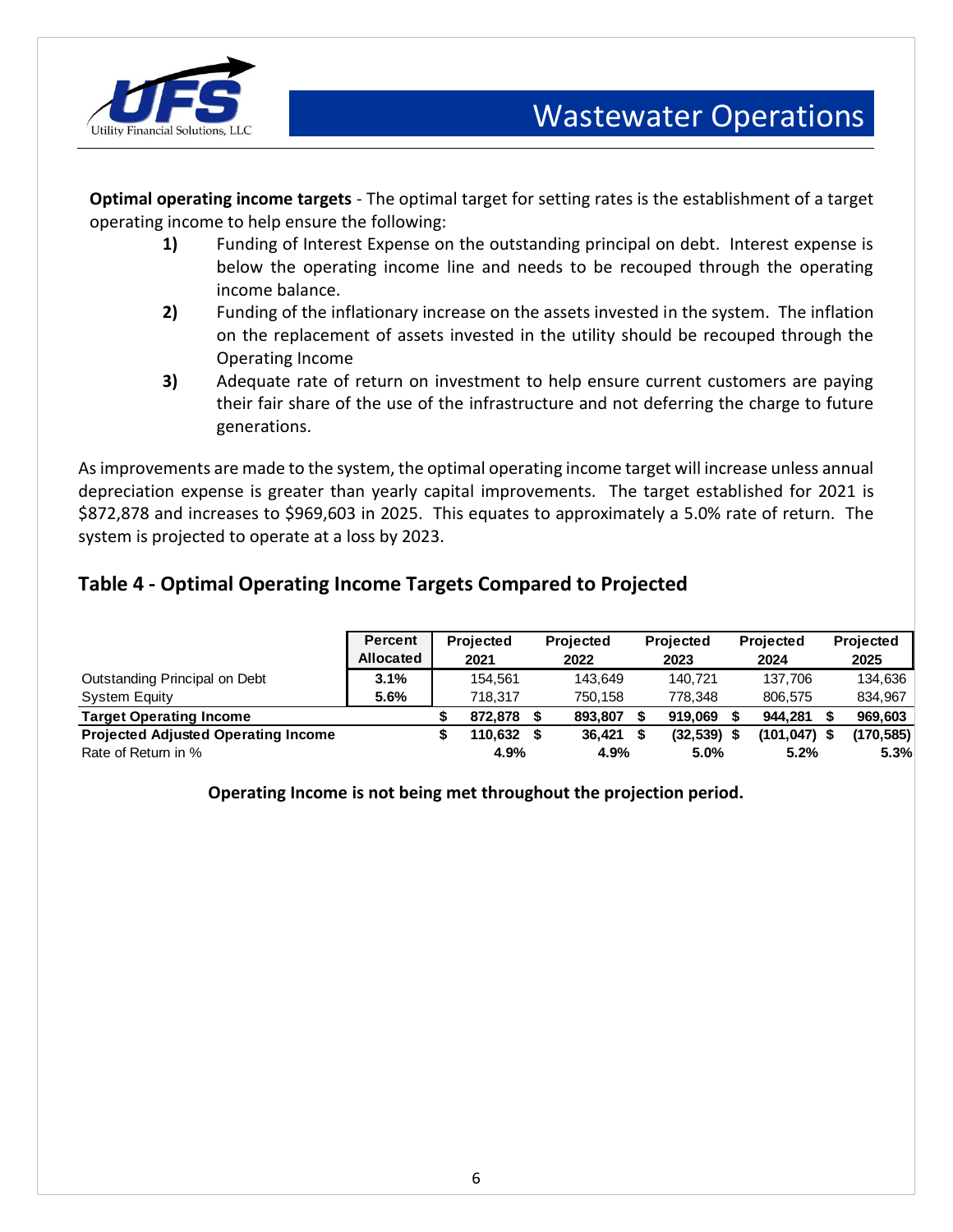**Optimal operating income targets** - The optimal target for setting rates is the establishment of a target operating income to help ensure the following:

1) Funding of Interest Expense on the outstanding principal on debt. Interest expense is below the operating income line and needs to be recouped through the operating income balance.
2) Funding of the inflationary increase on the assets invested in the system. The inflation on the replacement of assets invested in the utility should be recouped through the Operating Income
3) Adequate rate of return on investment to help ensure current customers are paying their fair share of the use of the infrastructure and not deferring the charge to future generations.

As improvements are made to the system, the optimal operating income target will increase unless annual depreciation expense is greater than yearly capital improvements. The target established for 2021 is $872,878 and increases to $969,603 in 2025. This equates to approximately a 5.0% rate of return. The system is projected to operate at a loss by 2023.

## Table 4 - Optimal Operating Income Targets Compared to Projected

| | Percent Allocated | Projected 2021 | Projected 2022 | Projected 2023 | Projected 2024 | Projected 2025 |
|---|---|---|---|---|---|---|
| Outstanding Principal on Debt | 3.1% | 154,561 | 143,649 | 140,721 | 137,706 | 134,636 |
| System Equity | 5.6% | 718,317 | 750,158 | 778,348 | 806,575 | 834,967 |
| **Target Operating Income** | | **$ 872,878** | **$ 893,807** | **$ 919,069** | **$ 944,281** | **$ 969,603** |
| **Projected Adjusted Operating Income** | | **$ 110,632** | **$ 36,421** | **$ (32,539)** | **$ (101,047)** | **$ (170,585)** |
| Rate of Return in % | | **4.9%** | **4.9%** | **5.0%** | **5.2%** | **5.3%** |

**Operating Income is not being met throughout the projection period.**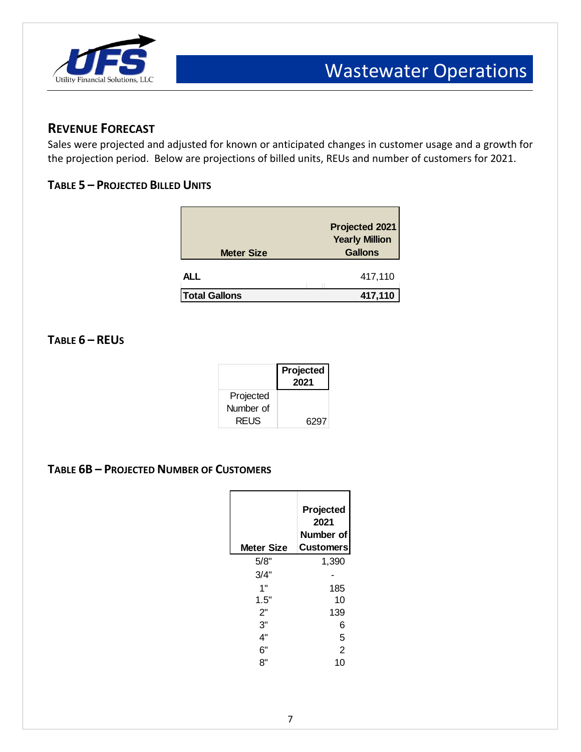## REVENUE FORECAST

Sales were projected and adjusted for known or anticipated changes in customer usage and a growth for the projection period. Below are projections of billed units, REUs and number of customers for 2021.

### TABLE 5 – PROJECTED BILLED UNITS

| Meter Size | Projected 2021 Yearly Million Gallons |
|---|---|
| ALL | 417,110 |
| **Total Gallons** | **417,110** |

### TABLE 6 – REUS

| | Projected 2021 |
|---|---|
| Projected Number of REUS | 6297 |

### TABLE 6B – PROJECTED NUMBER OF CUSTOMERS

| Meter Size | Projected 2021 Number of Customers |
|---|---|
| 5/8" | 1,390 |
| 3/4" | - |
| 1" | 185 |
| 1.5" | 10 |
| 2" | 139 |
| 3" | 6 |
| 4" | 5 |
| 6" | 2 |
| 8" | 10 |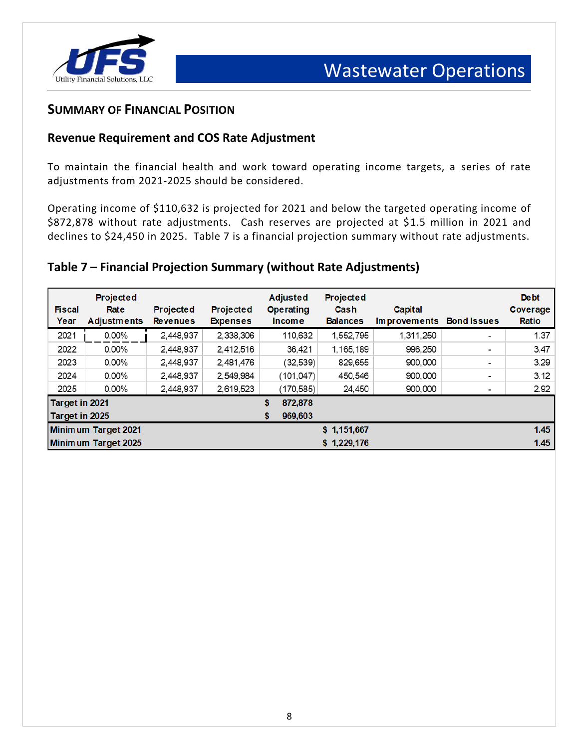## SUMMARY OF FINANCIAL POSITION

### Revenue Requirement and COS Rate Adjustment

To maintain the financial health and work toward operating income targets, a series of rate adjustments from 2021-2025 should be considered.

Operating income of $110,632 is projected for 2021 and below the targeted operating income of $872,878 without rate adjustments. Cash reserves are projected at $1.5 million in 2021 and declines to $24,450 in 2025. Table 7 is a financial projection summary without rate adjustments.

### Table 7 – Financial Projection Summary (without Rate Adjustments)

| Fiscal Year | Projected Rate Adjustments | Projected Revenues | Projected Expenses | Adjusted Operating Income | Projected Cash Balances | Capital Improvements | Bond Issues | Debt Coverage Ratio |
|---|---|---|---|---|---|---|---|---|
| 2021 | 0.00% | 2,448,937 | 2,338,306 | 110,632 | 1,552,795 | 1,311,250 | - | 1.37 |
| 2022 | 0.00% | 2,448,937 | 2,412,516 | 36,421 | 1,165,189 | 996,250 | - | 3.47 |
| 2023 | 0.00% | 2,448,937 | 2,481,476 | (32,539) | 829,655 | 900,000 | - | 3.29 |
| 2024 | 0.00% | 2,448,937 | 2,549,984 | (101,047) | 450,546 | 900,000 | - | 3.12 |
| 2025 | 0.00% | 2,448,937 | 2,619,523 | (170,585) | 24,450 | 900,000 | - | 2.92 |
| **Target in 2021** | | | | **$ 872,878** | | | | |
| **Target in 2025** | | | | **$ 969,603** | | | | |
| **Minimum Target 2021** | | | | | **$ 1,151,667** | | | **1.45** |
| **Minimum Target 2025** | | | | | **$ 1,229,176** | | | **1.45** |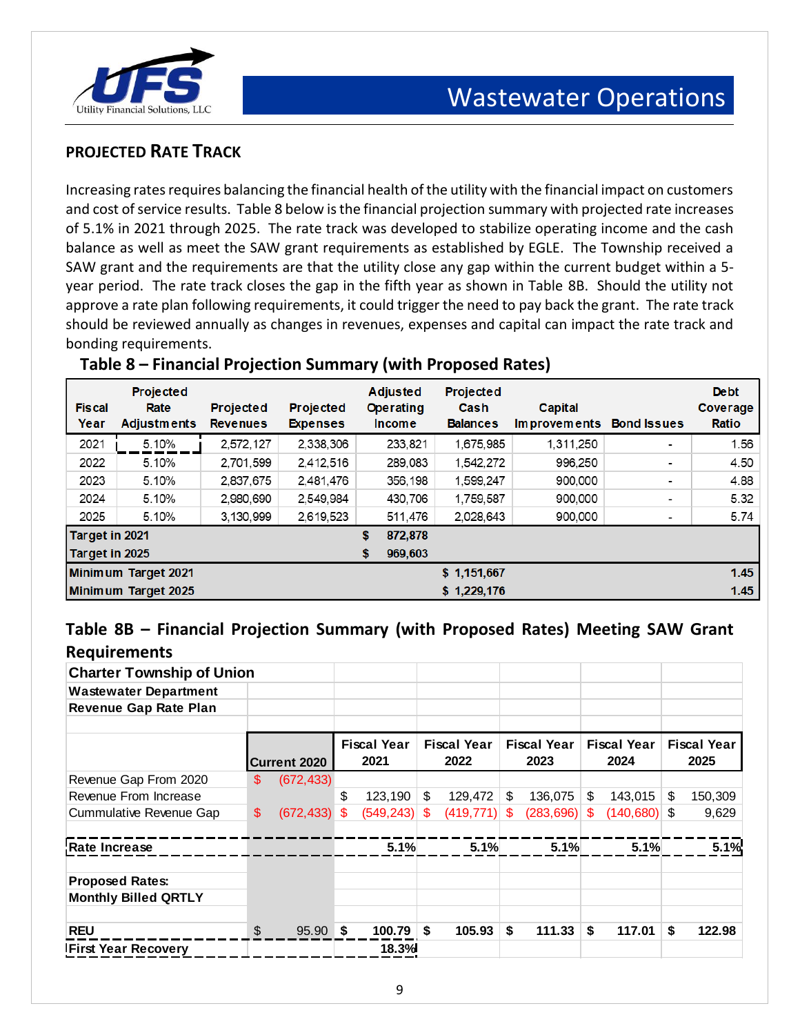## PROJECTED RATE TRACK

Increasing rates requires balancing the financial health of the utility with the financial impact on customers and cost of service results. Table 8 below is the financial projection summary with projected rate increases of 5.1% in 2021 through 2025. The rate track was developed to stabilize operating income and the cash balance as well as meet the SAW grant requirements as established by EGLE. The Township received a SAW grant and the requirements are that the utility close any gap within the current budget within a 5-year period. The rate track closes the gap in the fifth year as shown in Table 8B. Should the utility not approve a rate plan following requirements, it could trigger the need to pay back the grant. The rate track should be reviewed annually as changes in revenues, expenses and capital can impact the rate track and bonding requirements.

### Table 8 – Financial Projection Summary (with Proposed Rates)

| Fiscal Year | Projected Rate Adjustments | Projected Revenues | Projected Expenses | Adjusted Operating Income | Projected Cash Balances | Capital Improvements | Bond Issues | Debt Coverage Ratio |
|---|---|---|---|---|---|---|---|---|
| 2021 | 5.10% | 2,572,127 | 2,338,306 | 233,821 | 1,675,985 | 1,311,250 | - | 1.56 |
| 2022 | 5.10% | 2,701,599 | 2,412,516 | 289,083 | 1,542,272 | 996,250 | - | 4.50 |
| 2023 | 5.10% | 2,837,675 | 2,481,476 | 356,198 | 1,599,247 | 900,000 | - | 4.88 |
| 2024 | 5.10% | 2,980,690 | 2,549,984 | 430,706 | 1,759,587 | 900,000 | - | 5.32 |
| 2025 | 5.10% | 3,130,999 | 2,619,523 | 511,476 | 2,028,643 | 900,000 | - | 5.74 |
| **Target in 2021** | | | | **$ 872,878** | | | | |
| **Target in 2025** | | | | **$ 969,603** | | | | |
| **Minimum Target 2021** | | | | | **$ 1,151,667** | | | **1.45** |
| **Minimum Target 2025** | | | | | **$ 1,229,176** | | | **1.45** |

### Table 8B – Financial Projection Summary (with Proposed Rates) Meeting SAW Grant Requirements

**Charter Township of Union**
**Wastewater Department**
**Revenue Gap Rate Plan**

| | Current 2020 | Fiscal Year 2021 | Fiscal Year 2022 | Fiscal Year 2023 | Fiscal Year 2024 | Fiscal Year 2025 |
|---|---|---|---|---|---|---|
| Revenue Gap From 2020 | $ (672,433) | | | | | |
| Revenue From Increase | | $ 123,190 | $ 129,472 | $ 136,075 | $ 143,015 | $ 150,309 |
| Cummulative Revenue Gap | $ (672,433) | $ (549,243) | $ (419,771) | $ (283,696) | $ (140,680) | $ 9,629 |
| **Rate Increase** | | **5.1%** | **5.1%** | **5.1%** | **5.1%** | **5.1%** |
| **Proposed Rates:** | | | | | | |
| **Monthly Billed QRTLY** | | | | | | |
| **REU** | $ 95.90 | **$ 100.79** | **$ 105.93** | **$ 111.33** | **$ 117.01** | **$ 122.98** |
| **First Year Recovery** | | **18.3%** | | | | |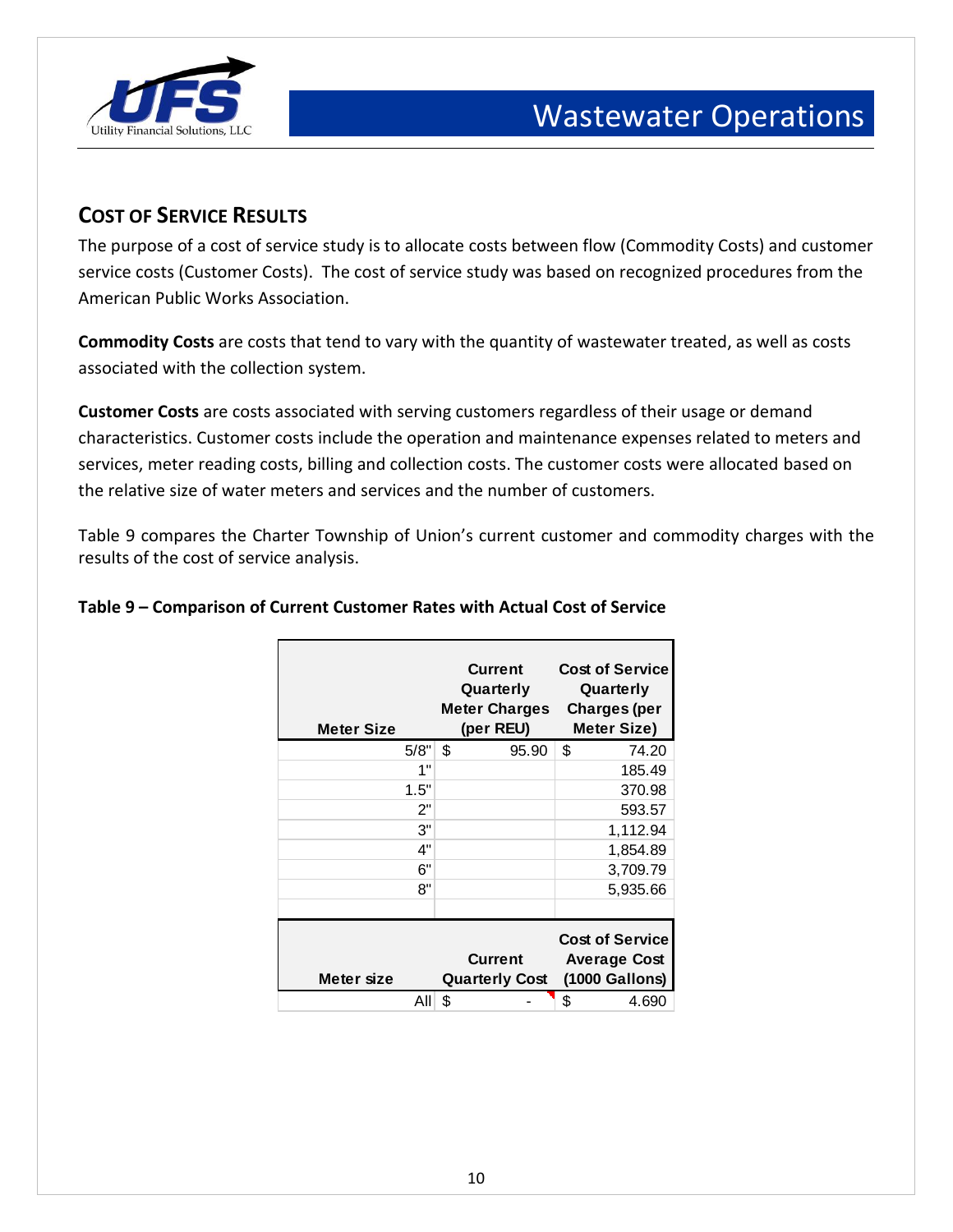## Cost of Service Results

The purpose of a cost of service study is to allocate costs between flow (Commodity Costs) and customer service costs (Customer Costs). The cost of service study was based on recognized procedures from the American Public Works Association.

**Commodity Costs** are costs that tend to vary with the quantity of wastewater treated, as well as costs associated with the collection system.

**Customer Costs** are costs associated with serving customers regardless of their usage or demand characteristics. Customer costs include the operation and maintenance expenses related to meters and services, meter reading costs, billing and collection costs. The customer costs were allocated based on the relative size of water meters and services and the number of customers.

Table 9 compares the Charter Township of Union's current customer and commodity charges with the results of the cost of service analysis.

**Table 9 – Comparison of Current Customer Rates with Actual Cost of Service**

| Meter Size | Current Quarterly Meter Charges (per REU) | Cost of Service Quarterly Charges (per Meter Size) |
|---|---|---|
| 5/8" | $ 95.90 | $ 74.20 |
| 1" | | 185.49 |
| 1.5" | | 370.98 |
| 2" | | 593.57 |
| 3" | | 1,112.94 |
| 4" | | 1,854.89 |
| 6" | | 3,709.79 |
| 8" | | 5,935.66 |
| | | |
| **Meter size** | **Current Quarterly Cost** | **Cost of Service Average Cost (1000 Gallons)** |
| All | $ - | $ 4.690 |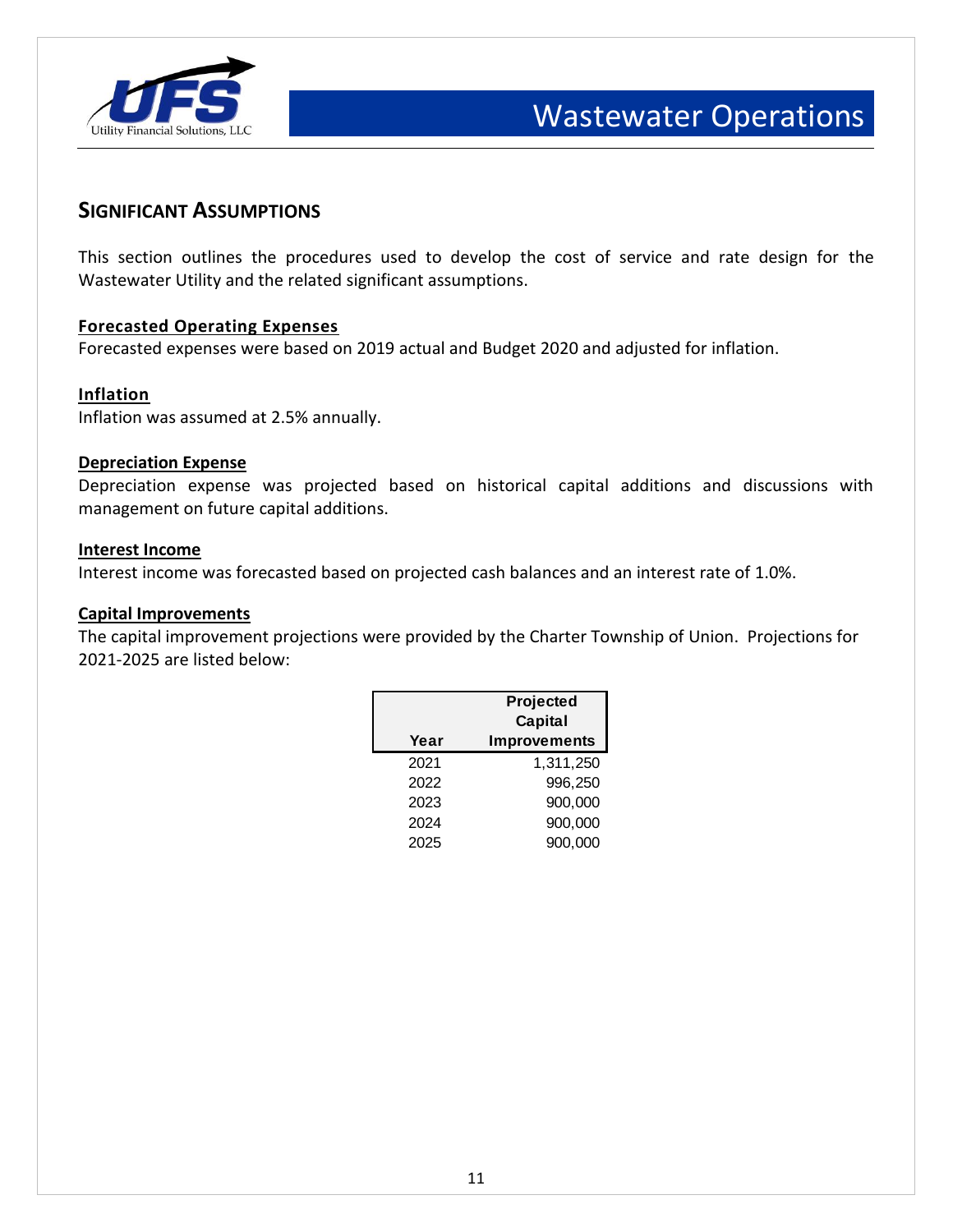## Significant Assumptions

This section outlines the procedures used to develop the cost of service and rate design for the Wastewater Utility and the related significant assumptions.

### Forecasted Operating Expenses

Forecasted expenses were based on 2019 actual and Budget 2020 and adjusted for inflation.

### Inflation

Inflation was assumed at 2.5% annually.

### Depreciation Expense

Depreciation expense was projected based on historical capital additions and discussions with management on future capital additions.

### Interest Income

Interest income was forecasted based on projected cash balances and an interest rate of 1.0%.

### Capital Improvements

The capital improvement projections were provided by the Charter Township of Union. Projections for 2021-2025 are listed below:

| Year | Projected Capital Improvements |
|---|---|
| 2021 | 1,311,250 |
| 2022 | 996,250 |
| 2023 | 900,000 |
| 2024 | 900,000 |
| 2025 | 900,000 |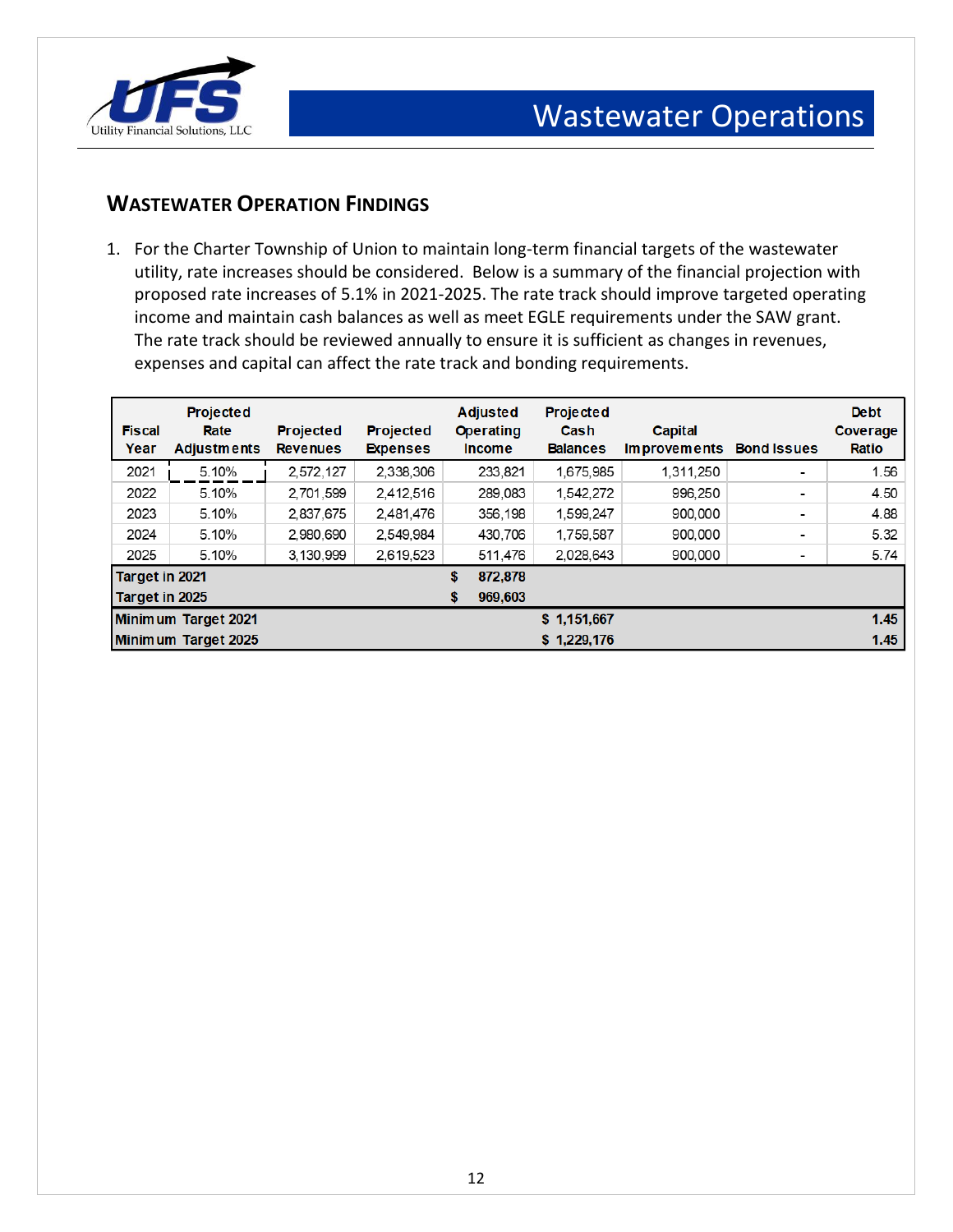## Wastewater Operation Findings

1. For the Charter Township of Union to maintain long-term financial targets of the wastewater utility, rate increases should be considered. Below is a summary of the financial projection with proposed rate increases of 5.1% in 2021-2025. The rate track should improve targeted operating income and maintain cash balances as well as meet EGLE requirements under the SAW grant. The rate track should be reviewed annually to ensure it is sufficient as changes in revenues, expenses and capital can affect the rate track and bonding requirements.

| Fiscal Year | Projected Rate Adjustments | Projected Revenues | Projected Expenses | Adjusted Operating Income | Projected Cash Balances | Capital Improvements | Bond Issues | Debt Coverage Ratio |
|---|---|---|---|---|---|---|---|---|
| 2021 | 5.10% | 2,572,127 | 2,338,306 | 233,821 | 1,675,985 | 1,311,250 | - | 1.56 |
| 2022 | 5.10% | 2,701,599 | 2,412,516 | 289,083 | 1,542,272 | 996,250 | - | 4.50 |
| 2023 | 5.10% | 2,837,675 | 2,481,476 | 356,198 | 1,599,247 | 900,000 | - | 4.88 |
| 2024 | 5.10% | 2,980,690 | 2,549,984 | 430,706 | 1,759,587 | 900,000 | - | 5.32 |
| 2025 | 5.10% | 3,130,999 | 2,619,523 | 511,476 | 2,028,643 | 900,000 | - | 5.74 |
| **Target in 2021** | | | | **$ 872,878** | | | | |
| **Target in 2025** | | | | **$ 969,603** | | | | |
| **Minimum Target 2021** | | | | | **$ 1,151,667** | | | **1.45** |
| **Minimum Target 2025** | | | | | **$ 1,229,176** | | | **1.45** |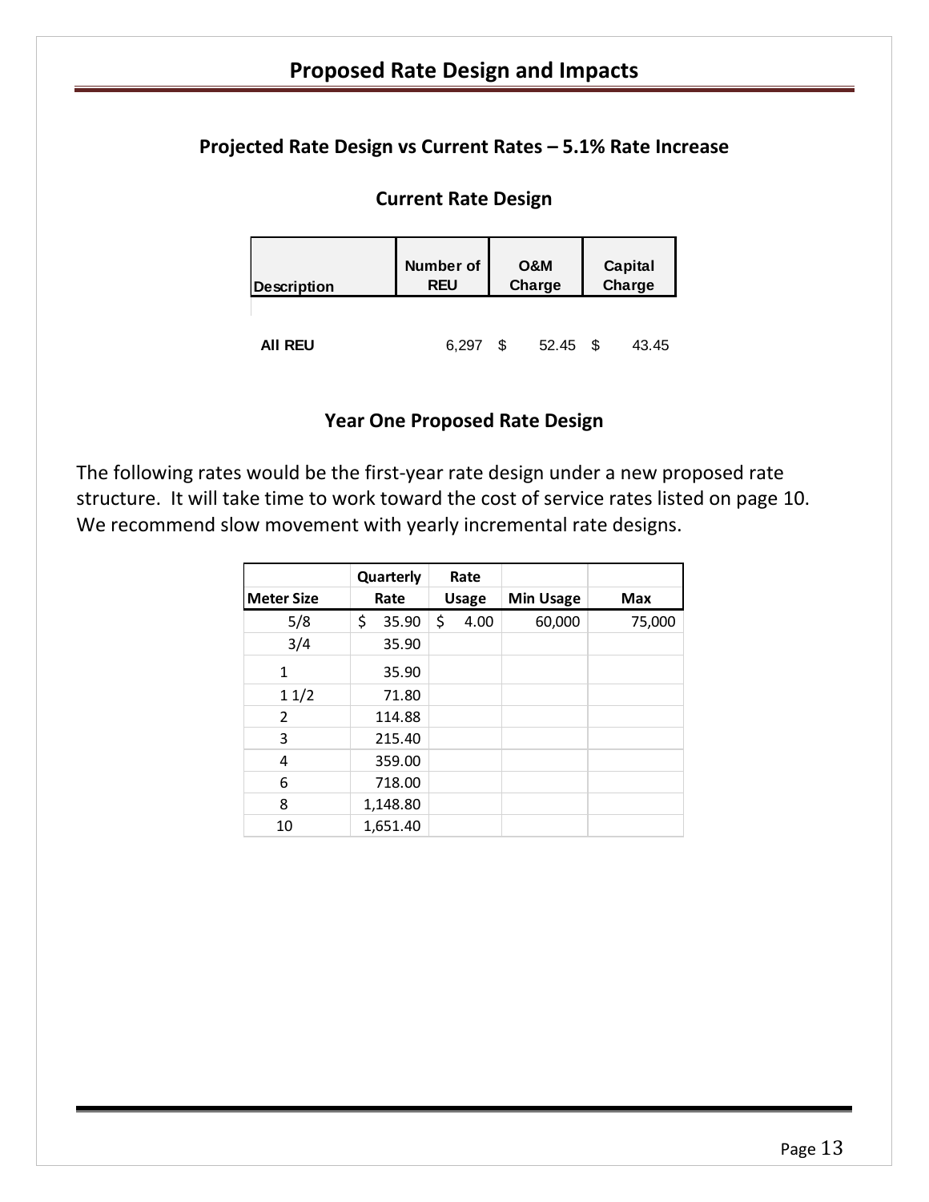## Proposed Rate Design and Impacts

### Projected Rate Design vs Current Rates – 5.1% Rate Increase

### Current Rate Design

| Description | Number of REU | O&M Charge | Capital Charge |
|---|---|---|---|
| All REU | 6,297 | $ 52.45 | $ 43.45 |

### Year One Proposed Rate Design

The following rates would be the first-year rate design under a new proposed rate structure. It will take time to work toward the cost of service rates listed on page 10. We recommend slow movement with yearly incremental rate designs.

| Meter Size | Quarterly Rate | Rate Usage | Min Usage | Max |
|---|---|---|---|---|
| 5/8 | $ 35.90 | $ 4.00 | 60,000 | 75,000 |
| 3/4 | 35.90 | | | |
| 1 | 35.90 | | | |
| 1 1/2 | 71.80 | | | |
| 2 | 114.88 | | | |
| 3 | 215.40 | | | |
| 4 | 359.00 | | | |
| 6 | 718.00 | | | |
| 8 | 1,148.80 | | | |
| 10 | 1,651.40 | | | |